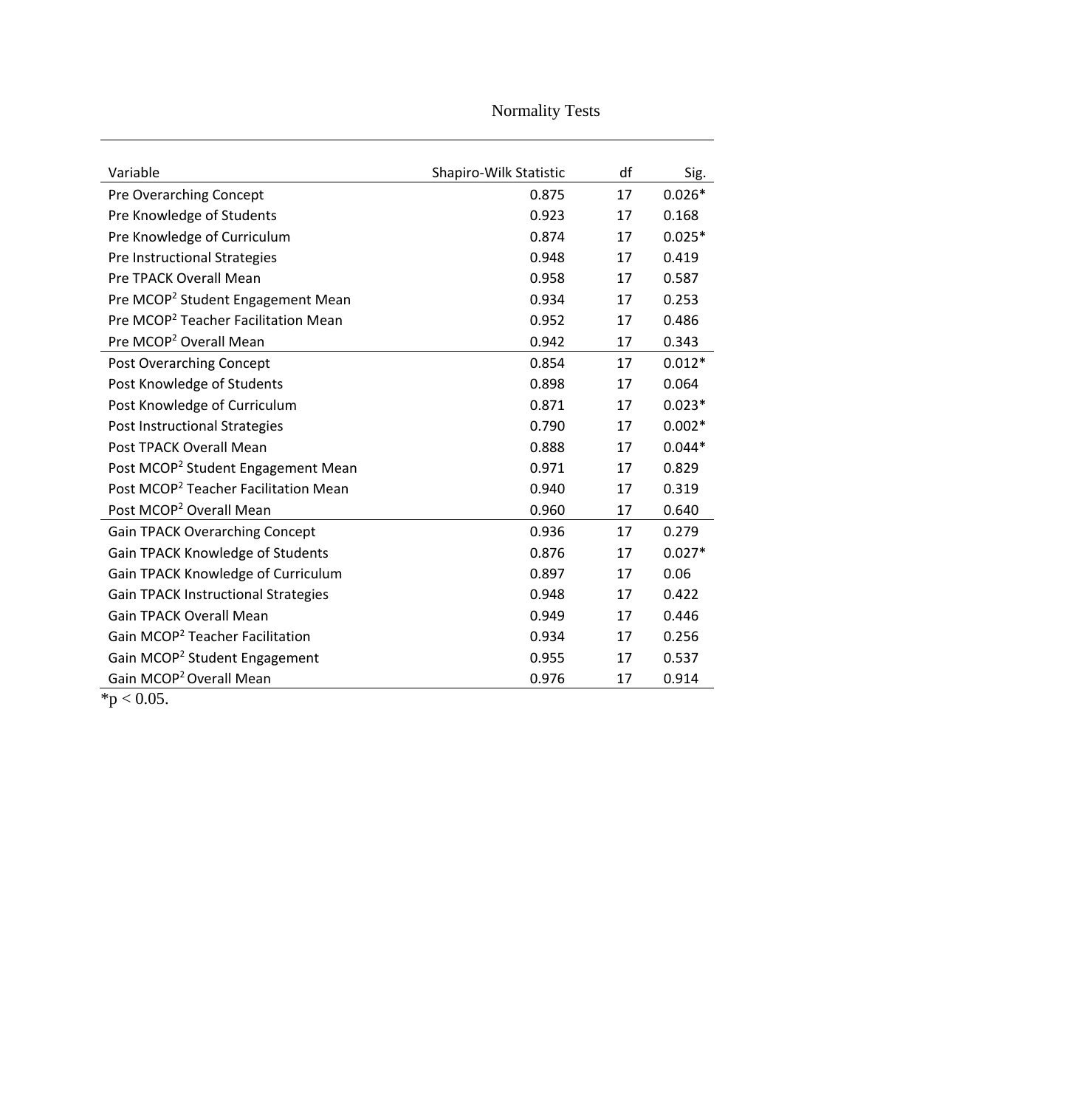Normality Tests

| Variable | Shapiro-Wilk Statistic | df | Sig. |
| --- | --- | --- | --- |
| Pre Overarching Concept | 0.875 | 17 | 0.026* |
| Pre Knowledge of Students | 0.923 | 17 | 0.168 |
| Pre Knowledge of Curriculum | 0.874 | 17 | 0.025* |
| Pre Instructional Strategies | 0.948 | 17 | 0.419 |
| Pre TPACK Overall Mean | 0.958 | 17 | 0.587 |
| Pre $MCOP^2$ Student Engagement Mean | 0.934 | 17 | 0.253 |
| Pre $MCOP^2$ Teacher Facilitation Mean | 0.952 | 17 | 0.486 |
| Pre $MCOP^2$ Overall Mean | 0.942 | 17 | 0.343 |
| Post Overarching Concept | 0.854 | 17 | 0.012* |
| Post Knowledge of Students | 0.898 | 17 | 0.064 |
| Post Knowledge of Curriculum | 0.871 | 17 | 0.023* |
| Post Instructional Strategies | 0.790 | 17 | 0.002* |
| Post TPACK Overall Mean | 0.888 | 17 | 0.044* |
| Post $MCOP^2$ Student Engagement Mean | 0.971 | 17 | 0.829 |
| Post $MCOP^2$ Teacher Facilitation Mean | 0.940 | 17 | 0.319 |
| Post $MCOP^2$ Overall Mean | 0.960 | 17 | 0.640 |
| Gain TPACK Overarching Concept | 0.936 | 17 | 0.279 |
| Gain TPACK Knowledge of Students | 0.876 | 17 | 0.027* |
| Gain TPACK Knowledge of Curriculum | 0.897 | 17 | 0.06 |
| Gain TPACK Instructional Strategies | 0.948 | 17 | 0.422 |
| Gain TPACK Overall Mean | 0.949 | 17 | 0.446 |
| Gain $MCOP^2$ Teacher Facilitation | 0.934 | 17 | 0.256 |
| Gain $MCOP^2$ Student Engagement | 0.955 | 17 | 0.537 |
| Gain $MCOP^2$ Overall Mean | 0.976 | 17 | 0.914 |

*$p < 0.05$.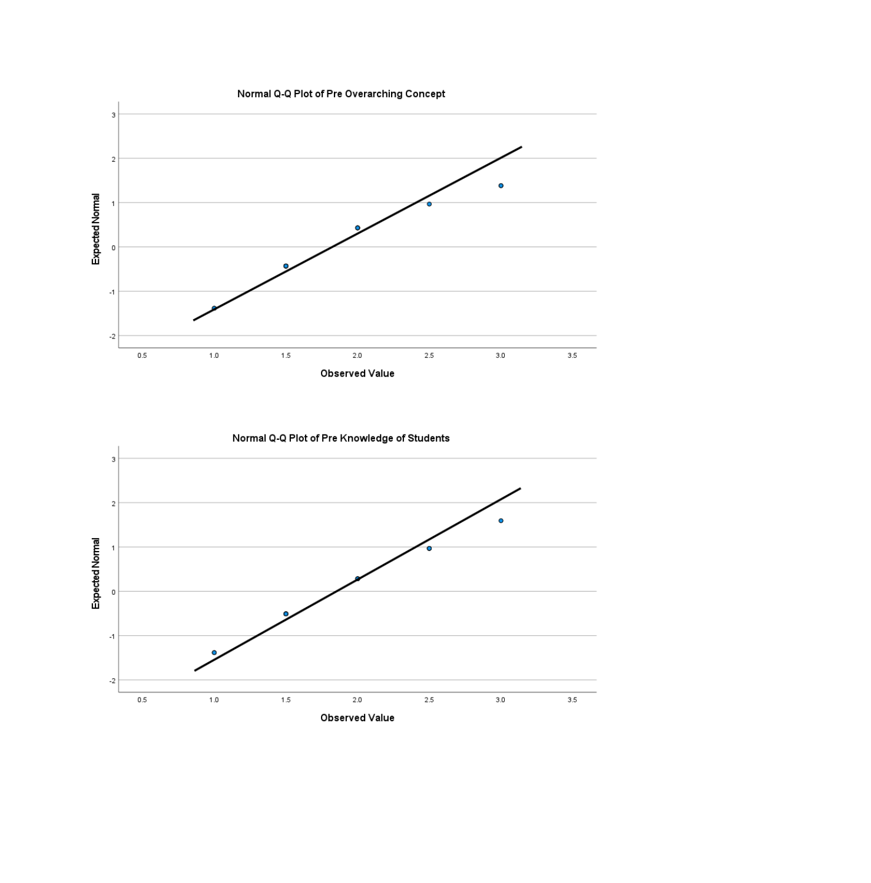Normal Q-Q Plot of Pre Overarching Concept

Expected Normal

Observed Value

Normal Q-Q Plot of Pre Knowledge of Students

Expected Normal

Observed Value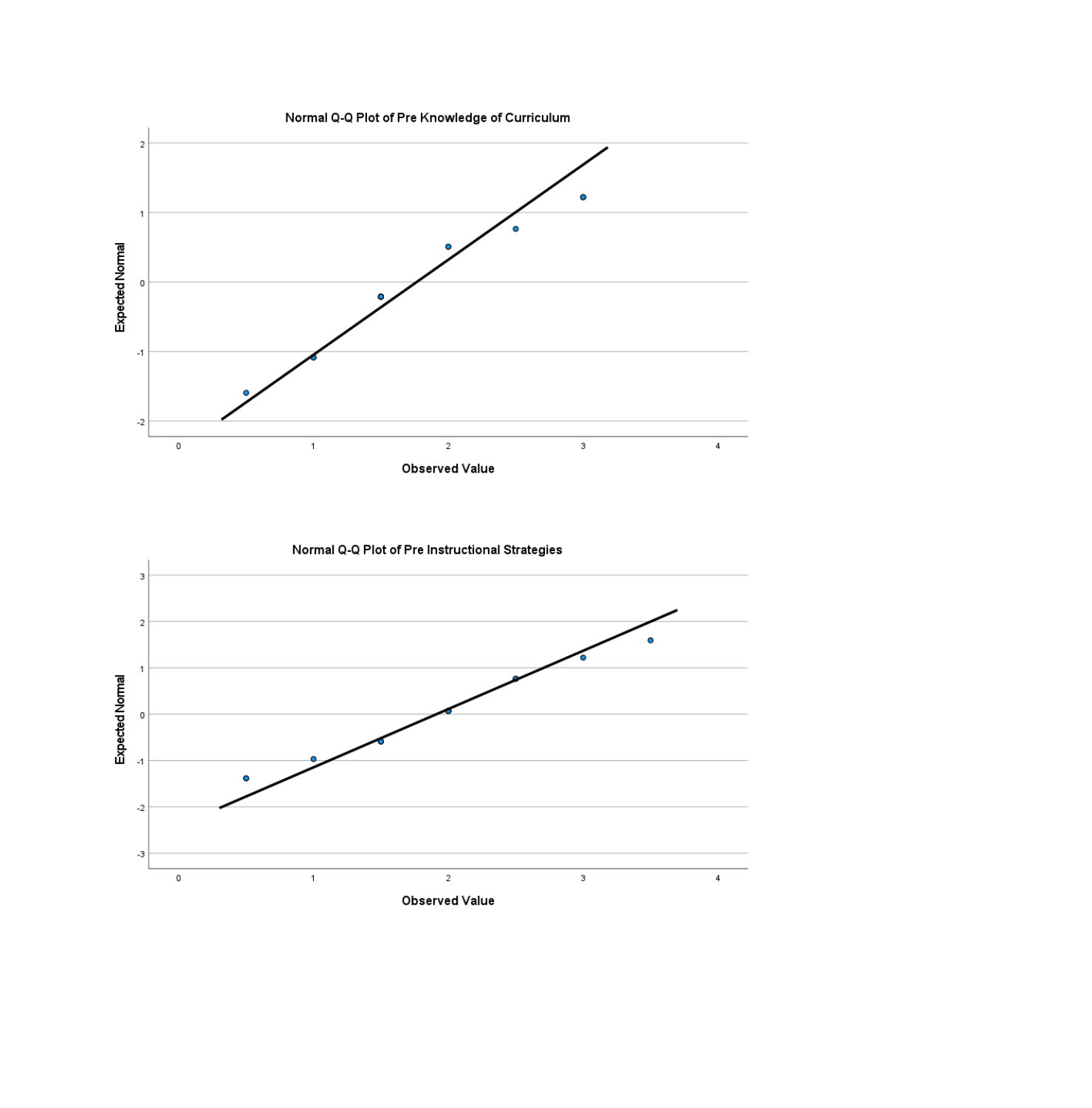Normal Q-Q Plot of Pre Knowledge of Curriculum

Expected Normal

Observed Value

Normal Q-Q Plot of Pre Instructional Strategies

Expected Normal

Observed Value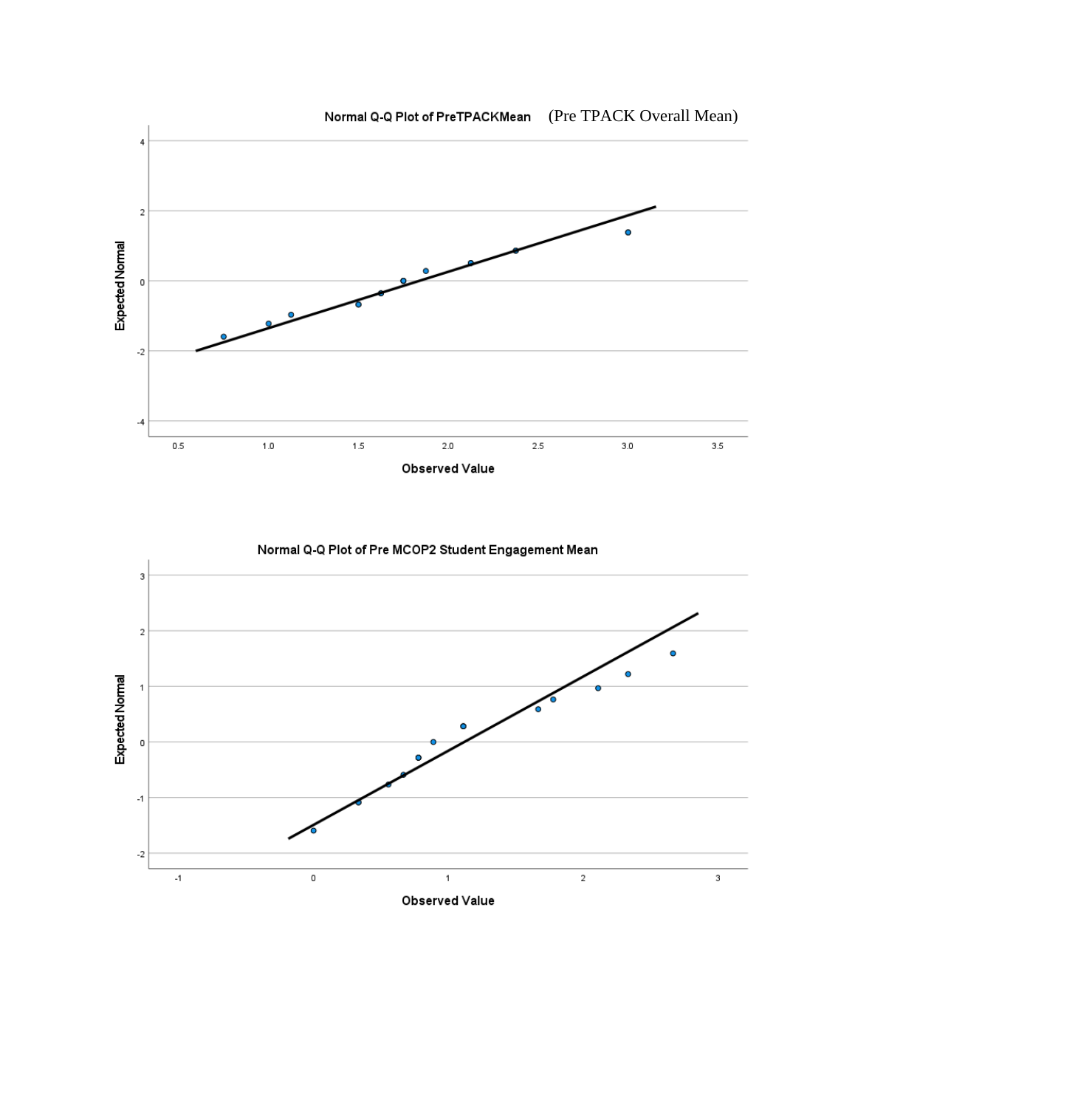Normal Q-Q Plot of PreTPACKMean (Pre TPACK Overall Mean)

Normal Q-Q Plot of Pre MCOP2 Student Engagement Mean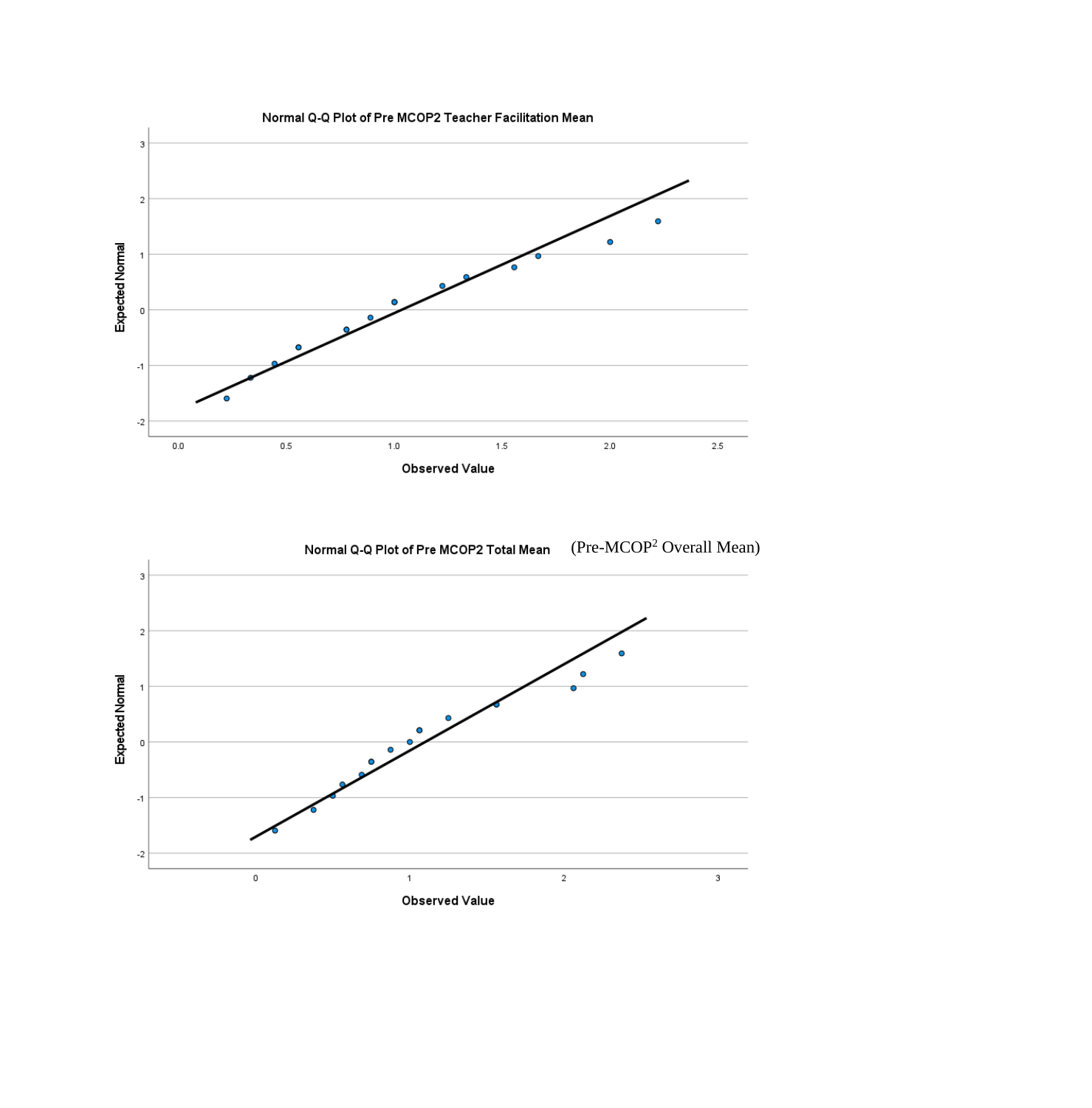Normal Q-Q Plot of Pre MCOP2 Teacher Facilitation Mean

Normal Q-Q Plot of Pre MCOP2 Total Mean (Pre-MCOP[2] Overall Mean)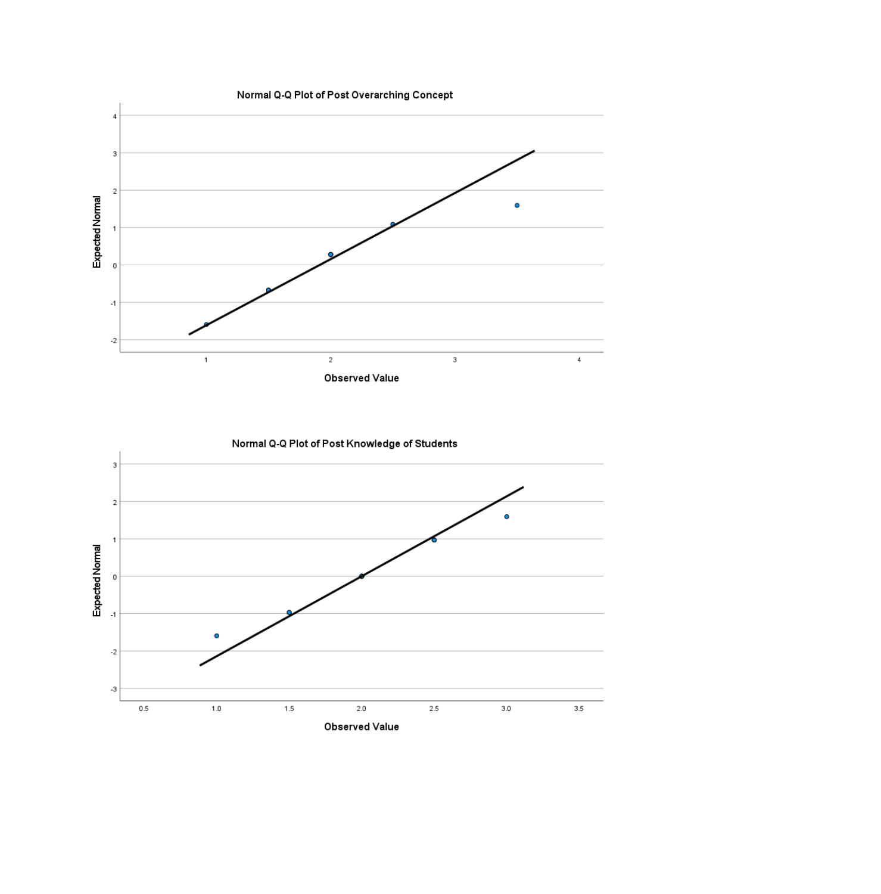**Normal Q-Q Plot of Post Overarching Concept**

Expected Normal

Observed Value

**Normal Q-Q Plot of Post Knowledge of Students**

Expected Normal

Observed Value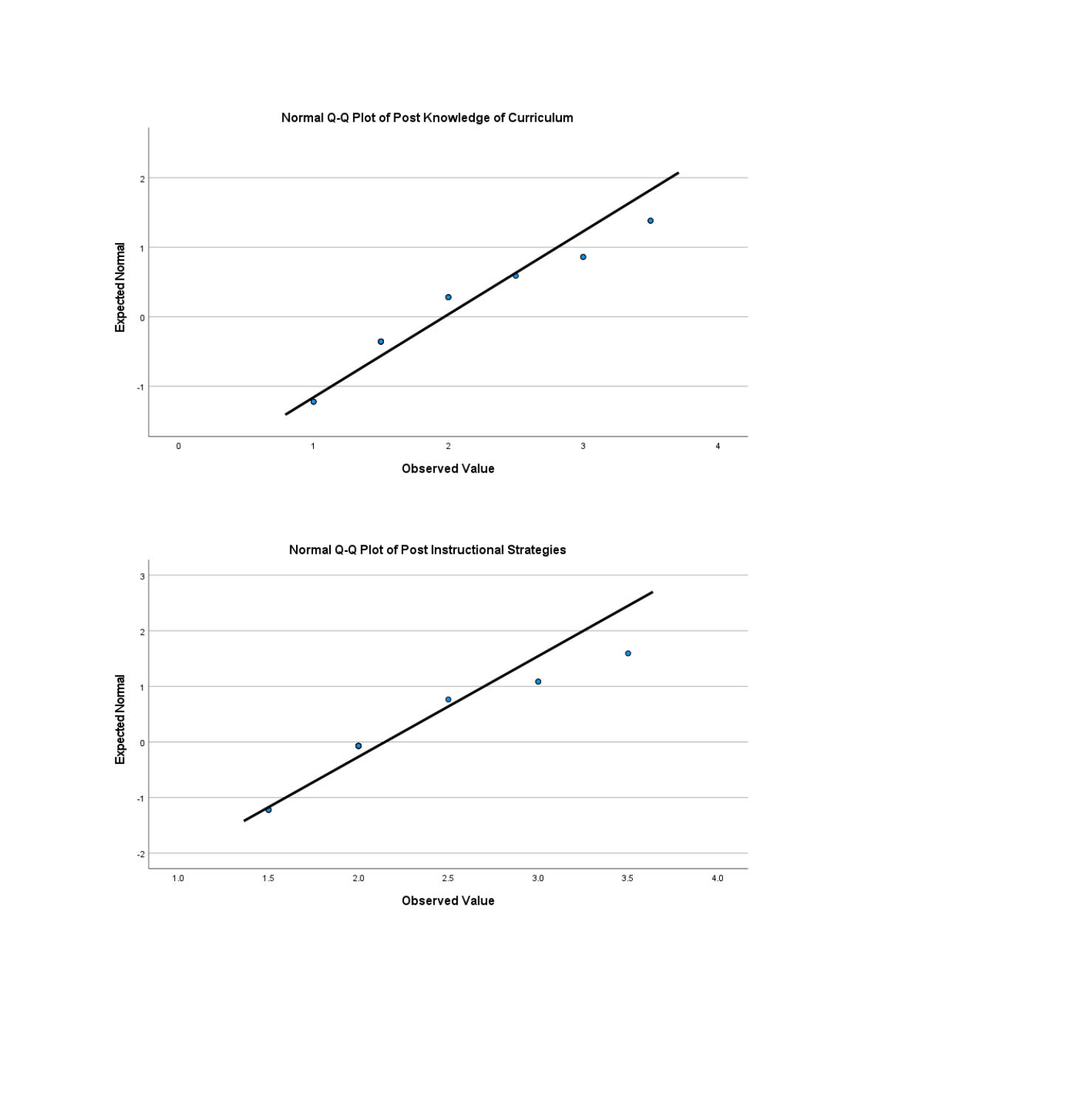**Normal Q-Q Plot of Post Knowledge of Curriculum**

Expected Normal

Observed Value

**Normal Q-Q Plot of Post Instructional Strategies**

Expected Normal

Observed Value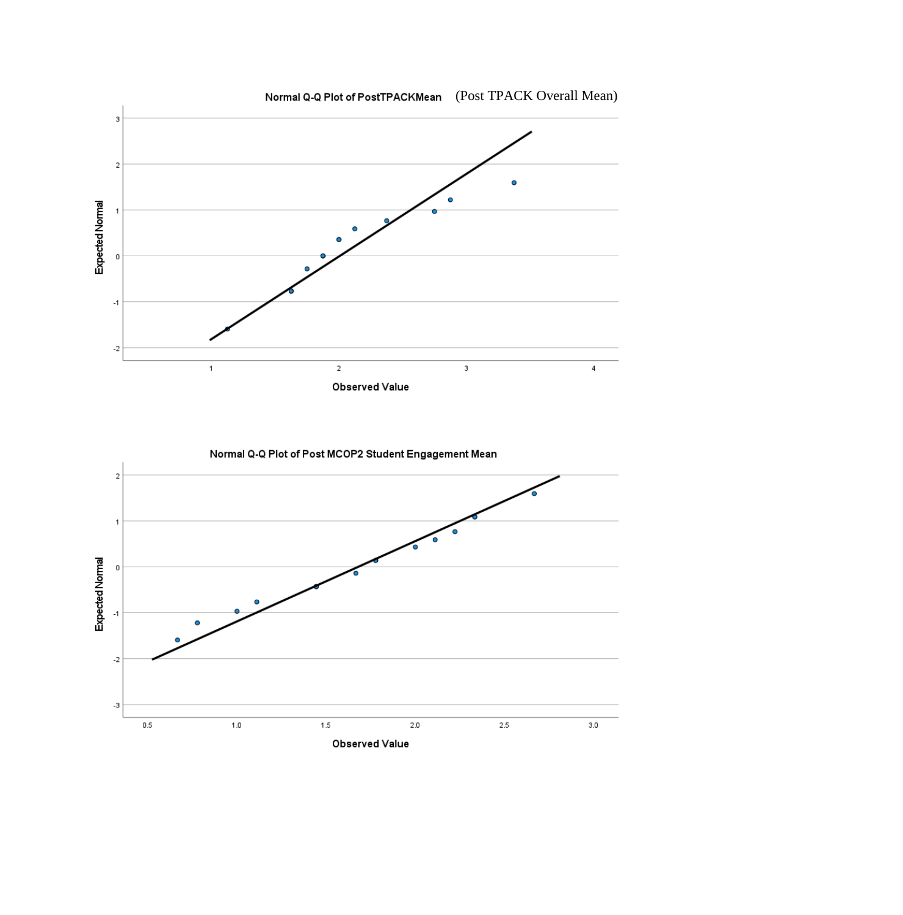Normal Q-Q Plot of PostTPACKMean (Post TPACK Overall Mean)

Normal Q-Q Plot of Post MCOP2 Student Engagement Mean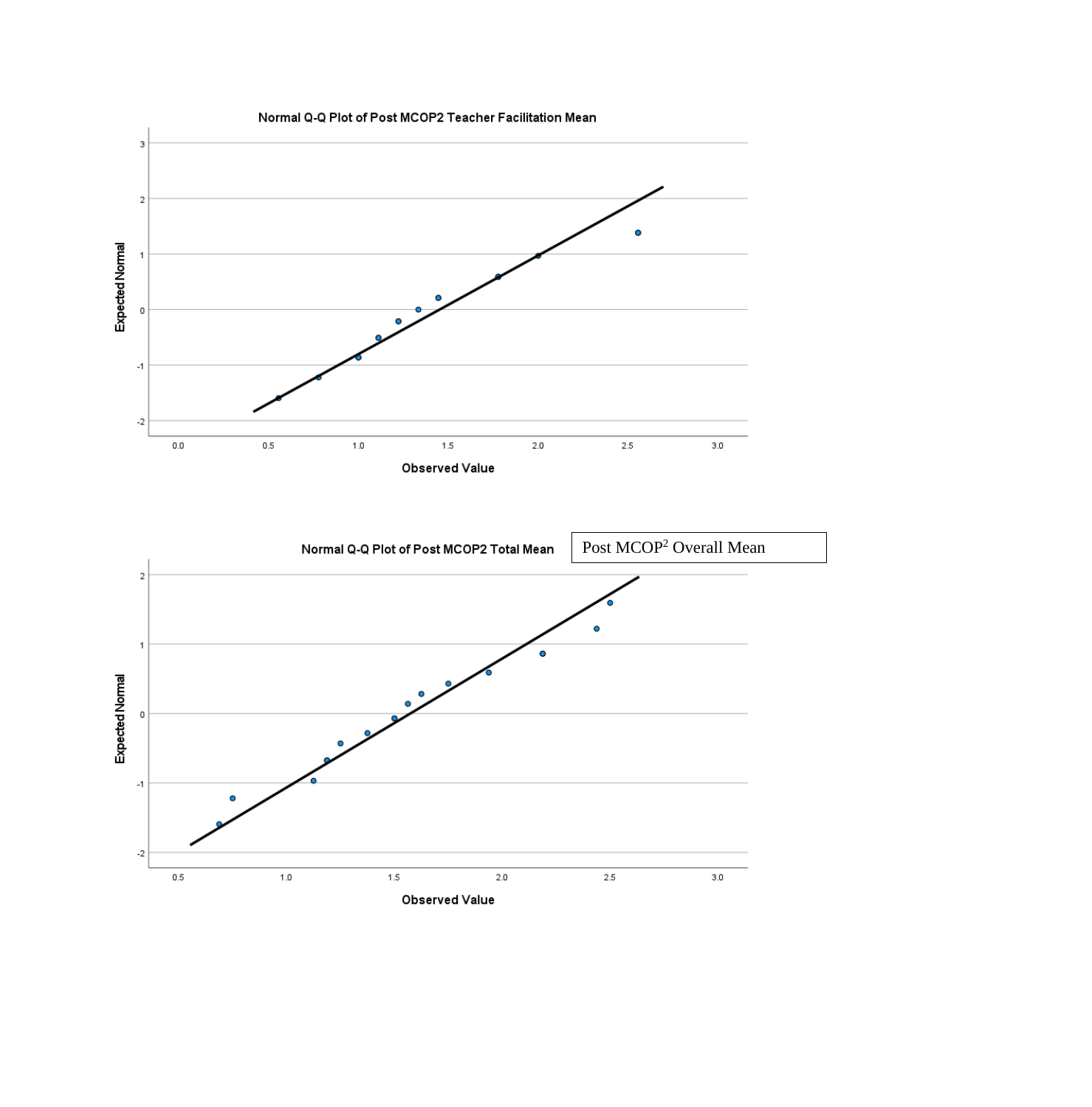Normal Q-Q Plot of Post MCOP2 Teacher Facilitation Mean

Normal Q-Q Plot of Post MCOP2 Total Mean

Post MCOP$^2$ Overall Mean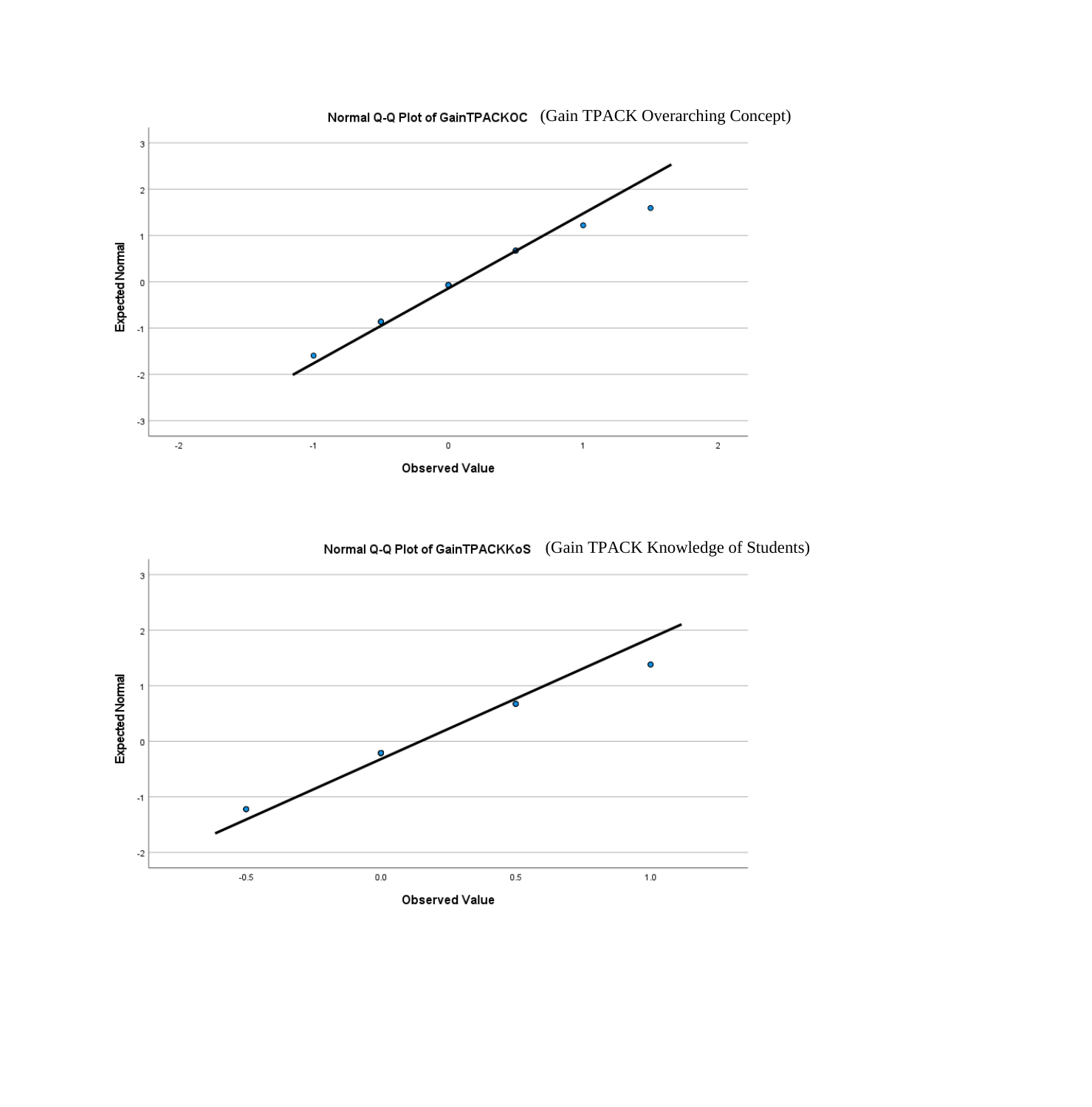**Normal Q-Q Plot of GainTPACKOC** (Gain TPACK Overarching Concept)

**Normal Q-Q Plot of GainTPACKKoS** (Gain TPACK Knowledge of Students)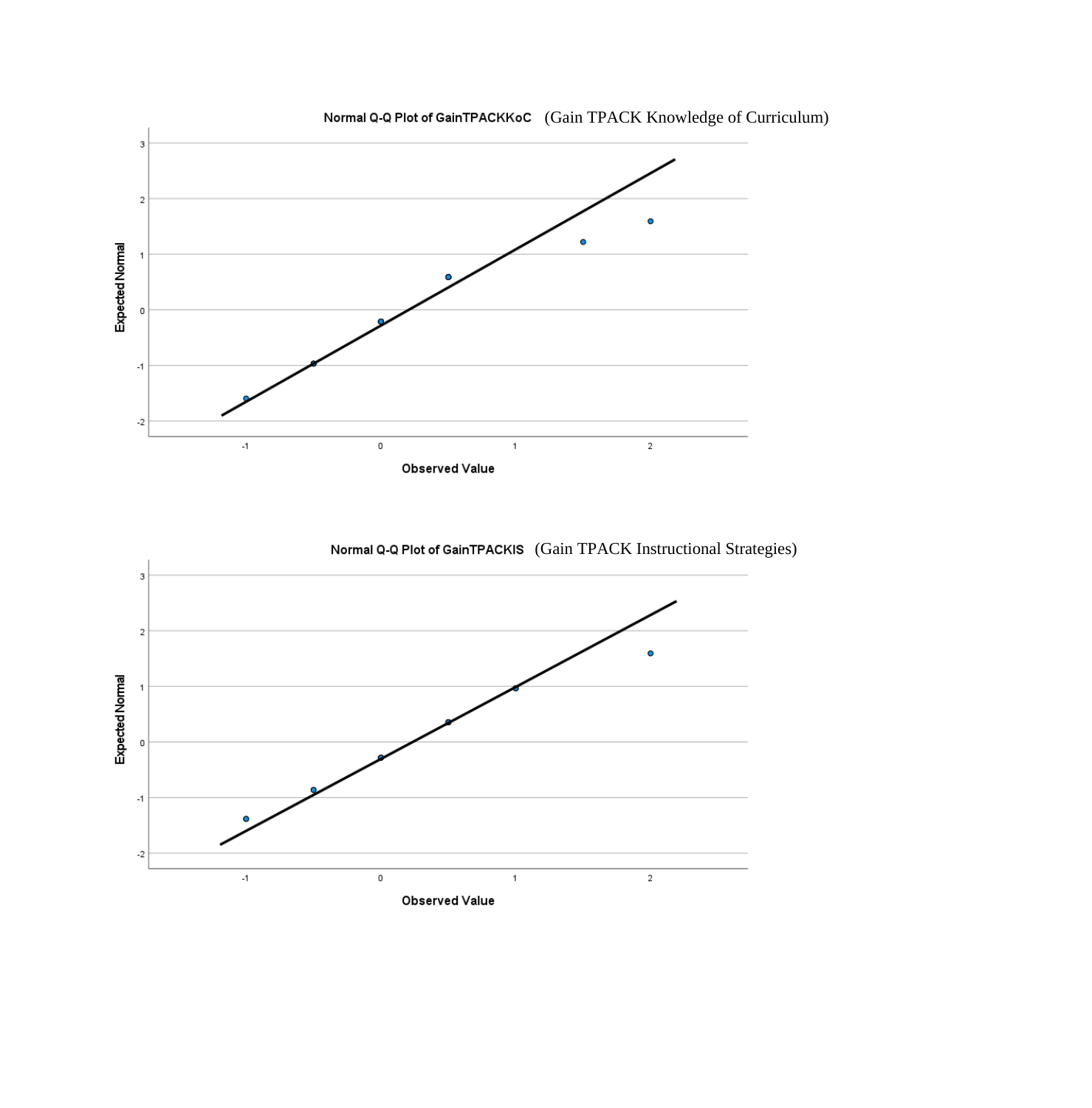**Normal Q-Q Plot of GainTPACKKoC** (Gain TPACK Knowledge of Curriculum)

**Normal Q-Q Plot of GainTPACKIS** (Gain TPACK Instructional Strategies)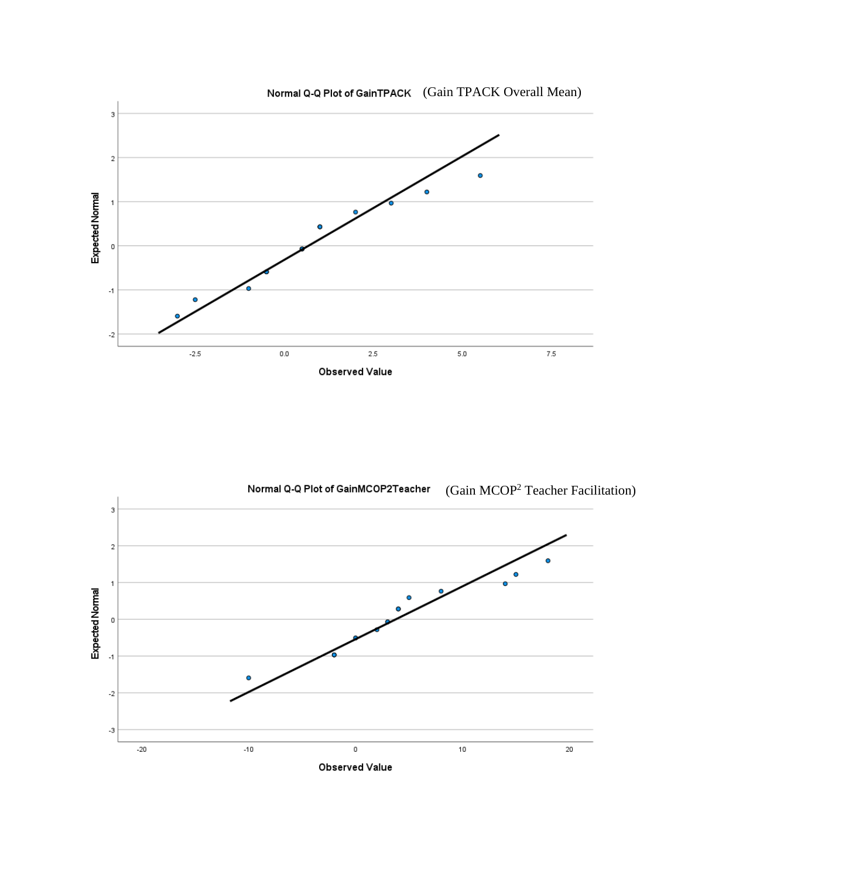Normal Q-Q Plot of GainTPACK (Gain TPACK Overall Mean)

Normal Q-Q Plot of GainMCOP2Teacher (Gain $MCOP^2$ Teacher Facilitation)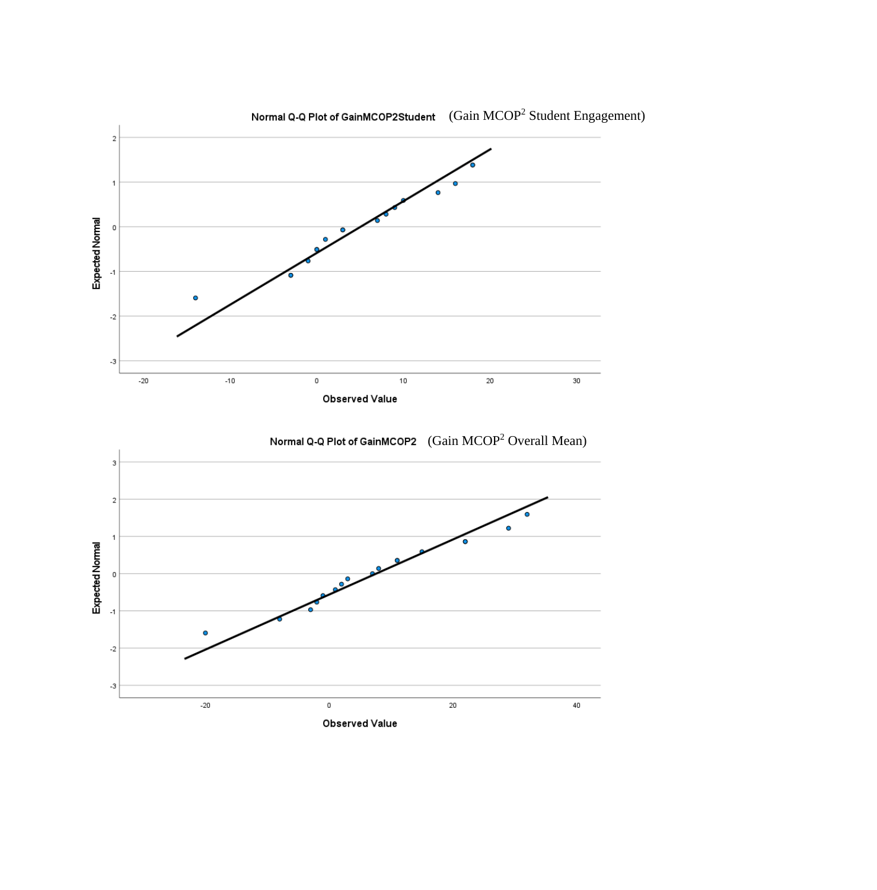Normal Q-Q Plot of GainMCOP2Student (Gain MCOP$^2$ Student Engagement)

Expected Normal

2
1
0
-1
-2
-3

-20 -10 0 10 20 30

Observed Value

Normal Q-Q Plot of GainMCOP2 (Gain MCOP$^2$ Overall Mean)

Expected Normal

3
2
1
0
-1
-2
-3

-20 0 20 40

Observed Value